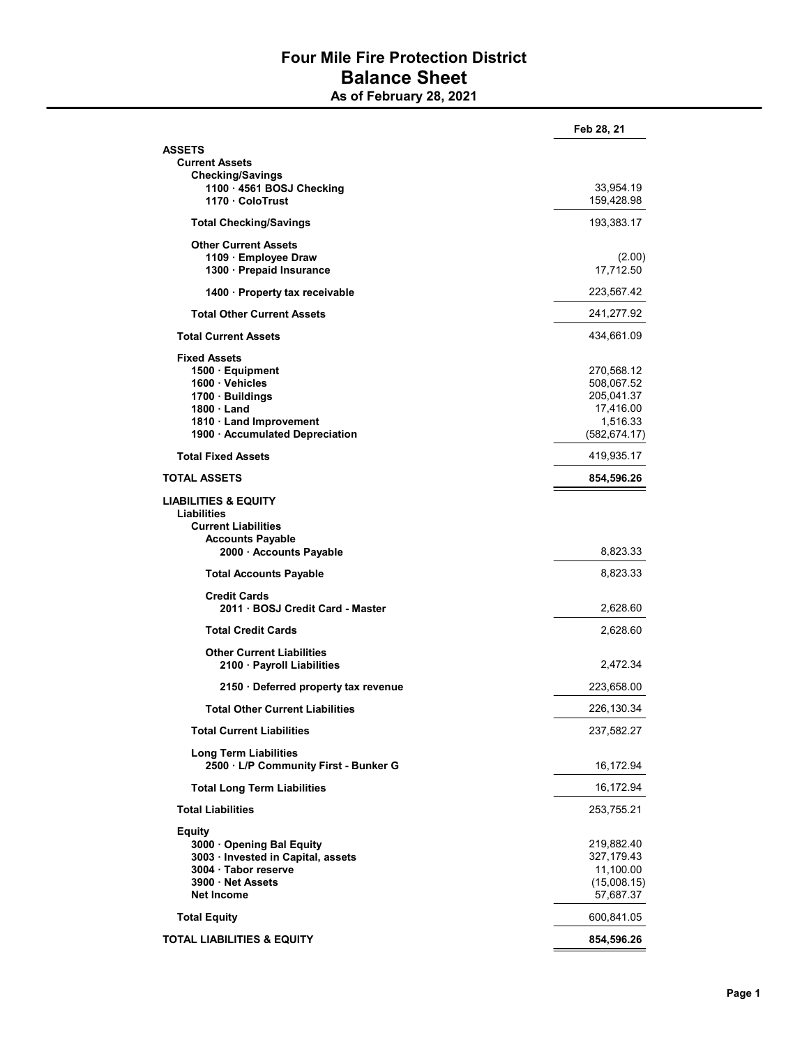# Four Mile Fire Protection District
# Balance Sheet
### As of February 28, 2021

| | Feb 28, 21 |
|---|---|
| **ASSETS** | |
| **Current Assets** | |
| **Checking/Savings** | |
| **1100 · 4561 BOSJ Checking** | 33,954.19 |
| **1170 · ColoTrust** | 159,428.98 |
| **Total Checking/Savings** | 193,383.17 |
| **Other Current Assets** | |
| **1109 · Employee Draw** | (2.00) |
| **1300 · Prepaid Insurance** | 17,712.50 |
| **1400 · Property tax receivable** | 223,567.42 |
| **Total Other Current Assets** | 241,277.92 |
| **Total Current Assets** | 434,661.09 |
| **Fixed Assets** | |
| **1500 · Equipment** | 270,568.12 |
| **1600 · Vehicles** | 508,067.52 |
| **1700 · Buildings** | 205,041.37 |
| **1800 · Land** | 17,416.00 |
| **1810 · Land Improvement** | 1,516.33 |
| **1900 · Accumulated Depreciation** | (582,674.17) |
| **Total Fixed Assets** | 419,935.17 |
| **TOTAL ASSETS** | **854,596.26** |
| **LIABILITIES & EQUITY** | |
| **Liabilities** | |
| **Current Liabilities** | |
| **Accounts Payable** | |
| **2000 · Accounts Payable** | 8,823.33 |
| **Total Accounts Payable** | 8,823.33 |
| **Credit Cards** | |
| **2011 · BOSJ Credit Card - Master** | 2,628.60 |
| **Total Credit Cards** | 2,628.60 |
| **Other Current Liabilities** | |
| **2100 · Payroll Liabilities** | 2,472.34 |
| **2150 · Deferred property tax revenue** | 223,658.00 |
| **Total Other Current Liabilities** | 226,130.34 |
| **Total Current Liabilities** | 237,582.27 |
| **Long Term Liabilities** | |
| **2500 · L/P Community First - Bunker G** | 16,172.94 |
| **Total Long Term Liabilities** | 16,172.94 |
| **Total Liabilities** | 253,755.21 |
| **Equity** | |
| **3000 · Opening Bal Equity** | 219,882.40 |
| **3003 · Invested in Capital, assets** | 327,179.43 |
| **3004 · Tabor reserve** | 11,100.00 |
| **3900 · Net Assets** | (15,008.15) |
| **Net Income** | 57,687.37 |
| **Total Equity** | 600,841.05 |
| **TOTAL LIABILITIES & EQUITY** | **854,596.26** |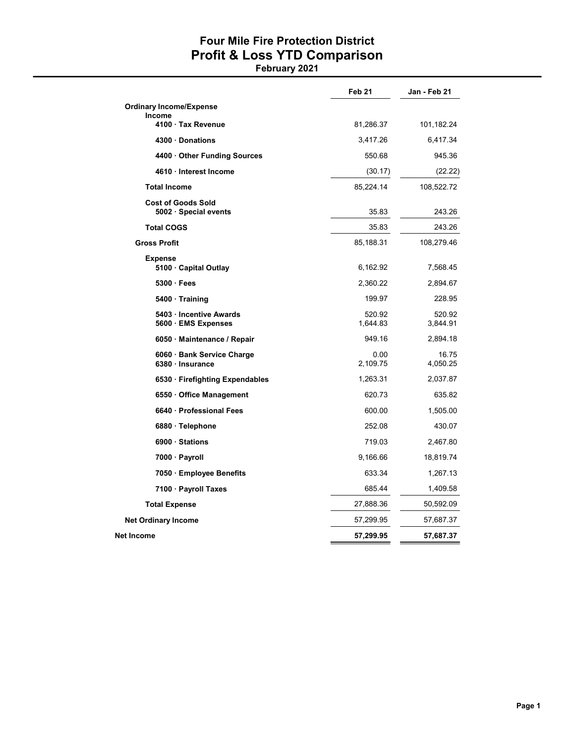# Four Mile Fire Protection District
## Profit & Loss YTD Comparison
**February 2021**

| | Feb 21 | Jan - Feb 21 |
|---|---|---|
| **Ordinary Income/Expense** | | |
| **Income** | | |
| **4100 · Tax Revenue** | 81,286.37 | 101,182.24 |
| **4300 · Donations** | 3,417.26 | 6,417.34 |
| **4400 · Other Funding Sources** | 550.68 | 945.36 |
| **4610 · Interest Income** | (30.17) | (22.22) |
| **Total Income** | 85,224.14 | 108,522.72 |
| **Cost of Goods Sold** | | |
| **5002 · Special events** | 35.83 | 243.26 |
| **Total COGS** | 35.83 | 243.26 |
| **Gross Profit** | 85,188.31 | 108,279.46 |
| **Expense** | | |
| **5100 · Capital Outlay** | 6,162.92 | 7,568.45 |
| **5300 · Fees** | 2,360.22 | 2,894.67 |
| **5400 · Training** | 199.97 | 228.95 |
| **5403 · Incentive Awards** | 520.92 | 520.92 |
| **5600 · EMS Expenses** | 1,644.83 | 3,844.91 |
| **6050 · Maintenance / Repair** | 949.16 | 2,894.18 |
| **6060 · Bank Service Charge** | 0.00 | 16.75 |
| **6380 · Insurance** | 2,109.75 | 4,050.25 |
| **6530 · Firefighting Expendables** | 1,263.31 | 2,037.87 |
| **6550 · Office Management** | 620.73 | 635.82 |
| **6640 · Professional Fees** | 600.00 | 1,505.00 |
| **6880 · Telephone** | 252.08 | 430.07 |
| **6900 · Stations** | 719.03 | 2,467.80 |
| **7000 · Payroll** | 9,166.66 | 18,819.74 |
| **7050 · Employee Benefits** | 633.34 | 1,267.13 |
| **7100 · Payroll Taxes** | 685.44 | 1,409.58 |
| **Total Expense** | 27,888.36 | 50,592.09 |
| **Net Ordinary Income** | 57,299.95 | 57,687.37 |
| **Net Income** | **57,299.95** | **57,687.37** |